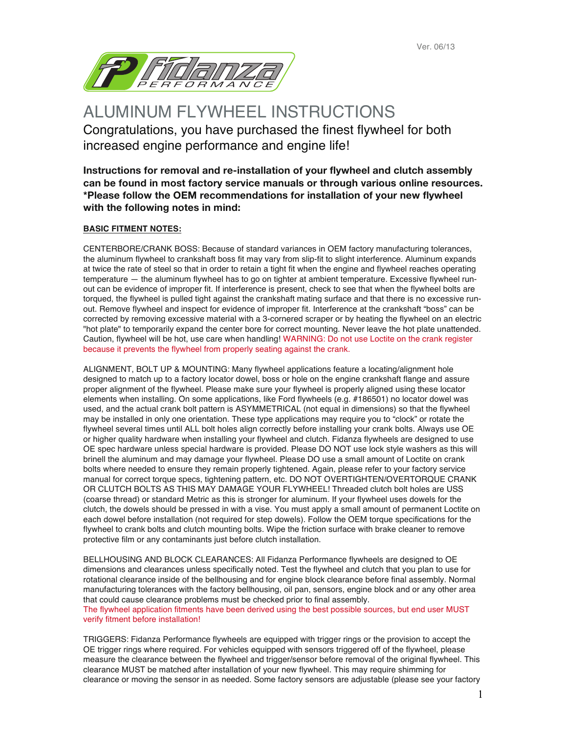Ver. 06/13

# ALUMINUM FLYWHEEL INSTRUCTIONS

## Congratulations, you have purchased the finest flywheel for both increased engine performance and engine life!

**Instructions for removal and re-installation of your flywheel and clutch assembly can be found in most factory service manuals or through various online resources. *Please follow the OEM recommendations for installation of your new flywheel with the following notes in mind:**

**BASIC FITMENT NOTES:**

CENTERBORE/CRANK BOSS: Because of standard variances in OEM factory manufacturing tolerances, the aluminum flywheel to crankshaft boss fit may vary from slip-fit to slight interference. Aluminum expands at twice the rate of steel so that in order to retain a tight fit when the engine and flywheel reaches operating temperature — the aluminum flywheel has to go on tighter at ambient temperature. Excessive flywheel run-out can be evidence of improper fit. If interference is present, check to see that when the flywheel bolts are torqued, the flywheel is pulled tight against the crankshaft mating surface and that there is no excessive run-out. Remove flywheel and inspect for evidence of improper fit. Interference at the crankshaft "boss" can be corrected by removing excessive material with a 3-cornered scraper or by heating the flywheel on an electric "hot plate" to temporarily expand the center bore for correct mounting. Never leave the hot plate unattended. Caution, flywheel will be hot, use care when handling! WARNING: Do not use Loctite on the crank register because it prevents the flywheel from properly seating against the crank.

ALIGNMENT, BOLT UP & MOUNTING: Many flywheel applications feature a locating/alignment hole designed to match up to a factory locator dowel, boss or hole on the engine crankshaft flange and assure proper alignment of the flywheel. Please make sure your flywheel is properly aligned using these locator elements when installing. On some applications, like Ford flywheels (e.g. #186501) no locator dowel was used, and the actual crank bolt pattern is ASYMMETRICAL (not equal in dimensions) so that the flywheel may be installed in only one orientation. These type applications may require you to "clock" or rotate the flywheel several times until ALL bolt holes align correctly before installing your crank bolts. Always use OE or higher quality hardware when installing your flywheel and clutch. Fidanza flywheels are designed to use OE spec hardware unless special hardware is provided. Please DO NOT use lock style washers as this will brinell the aluminum and may damage your flywheel. Please DO use a small amount of Loctite on crank bolts where needed to ensure they remain properly tightened. Again, please refer to your factory service manual for correct torque specs, tightening pattern, etc. DO NOT OVERTIGHTEN/OVERTORQUE CRANK OR CLUTCH BOLTS AS THIS MAY DAMAGE YOUR FLYWHEEL! Threaded clutch bolt holes are USS (coarse thread) or standard Metric as this is stronger for aluminum. If your flywheel uses dowels for the clutch, the dowels should be pressed in with a vise. You must apply a small amount of permanent Loctite on each dowel before installation (not required for step dowels). Follow the OEM torque specifications for the flywheel to crank bolts and clutch mounting bolts. Wipe the friction surface with brake cleaner to remove protective film or any contaminants just before clutch installation.

BELLHOUSING AND BLOCK CLEARANCES: All Fidanza Performance flywheels are designed to OE dimensions and clearances unless specifically noted. Test the flywheel and clutch that you plan to use for rotational clearance inside of the bellhousing and for engine block clearance before final assembly. Normal manufacturing tolerances with the factory bellhousing, oil pan, sensors, engine block and or any other area that could cause clearance problems must be checked prior to final assembly.
The flywheel application fitments have been derived using the best possible sources, but end user MUST verify fitment before installation!

TRIGGERS: Fidanza Performance flywheels are equipped with trigger rings or the provision to accept the OE trigger rings where required. For vehicles equipped with sensors triggered off of the flywheel, please measure the clearance between the flywheel and trigger/sensor before removal of the original flywheel. This clearance MUST be matched after installation of your new flywheel. This may require shimming for clearance or moving the sensor in as needed. Some factory sensors are adjustable (please see your factory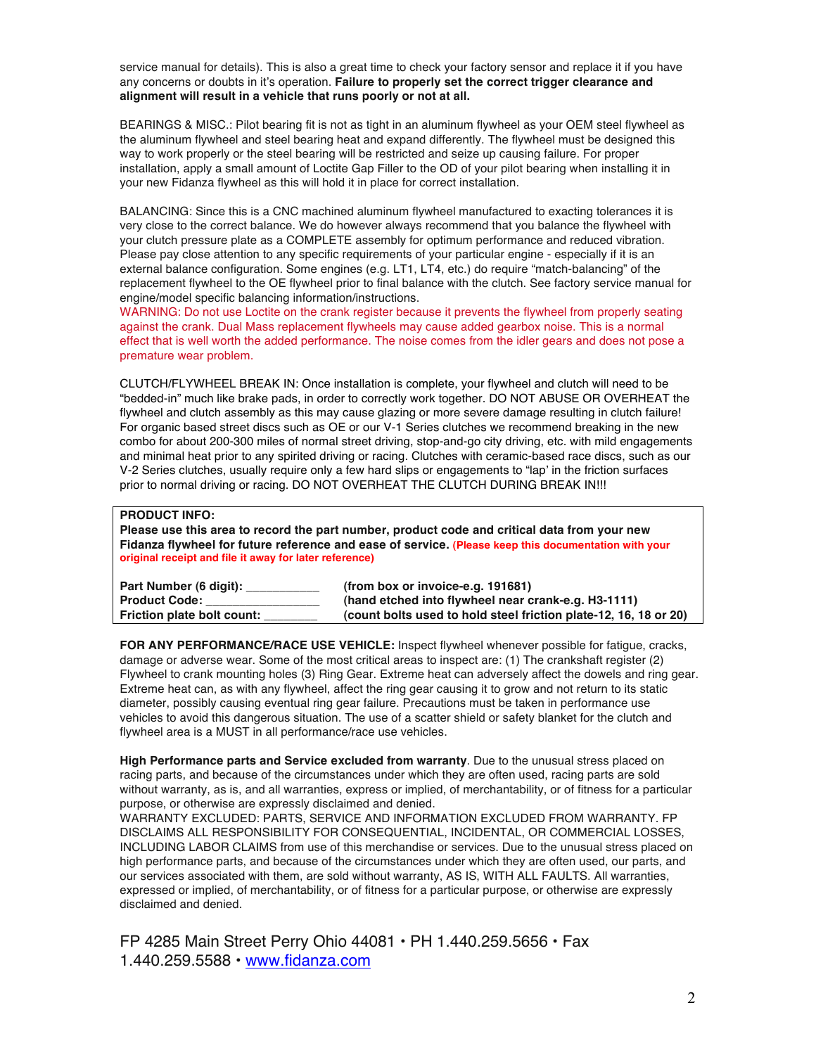service manual for details). This is also a great time to check your factory sensor and replace it if you have any concerns or doubts in it's operation. **Failure to properly set the correct trigger clearance and alignment will result in a vehicle that runs poorly or not at all.**

BEARINGS & MISC.: Pilot bearing fit is not as tight in an aluminum flywheel as your OEM steel flywheel as the aluminum flywheel and steel bearing heat and expand differently. The flywheel must be designed this way to work properly or the steel bearing will be restricted and seize up causing failure. For proper installation, apply a small amount of Loctite Gap Filler to the OD of your pilot bearing when installing it in your new Fidanza flywheel as this will hold it in place for correct installation.

BALANCING: Since this is a CNC machined aluminum flywheel manufactured to exacting tolerances it is very close to the correct balance. We do however always recommend that you balance the flywheel with your clutch pressure plate as a COMPLETE assembly for optimum performance and reduced vibration. Please pay close attention to any specific requirements of your particular engine - especially if it is an external balance configuration. Some engines (e.g. LT1, LT4, etc.) do require "match-balancing" of the replacement flywheel to the OE flywheel prior to final balance with the clutch. See factory service manual for engine/model specific balancing information/instructions.
WARNING: Do not use Loctite on the crank register because it prevents the flywheel from properly seating against the crank. Dual Mass replacement flywheels may cause added gearbox noise. This is a normal effect that is well worth the added performance. The noise comes from the idler gears and does not pose a premature wear problem.

CLUTCH/FLYWHEEL BREAK IN: Once installation is complete, your flywheel and clutch will need to be "bedded-in" much like brake pads, in order to correctly work together. DO NOT ABUSE OR OVERHEAT the flywheel and clutch assembly as this may cause glazing or more severe damage resulting in clutch failure! For organic based street discs such as OE or our V-1 Series clutches we recommend breaking in the new combo for about 200-300 miles of normal street driving, stop-and-go city driving, etc. with mild engagements and minimal heat prior to any spirited driving or racing. Clutches with ceramic-based race discs, such as our V-2 Series clutches, usually require only a few hard slips or engagements to "lap' in the friction surfaces prior to normal driving or racing. DO NOT OVERHEAT THE CLUTCH DURING BREAK IN!!!

**PRODUCT INFO:**
**Please use this area to record the part number, product code and critical data from your new Fidanza flywheel for future reference and ease of service.** **(Please keep this documentation with your original receipt and file it away for later reference)**

| | |
|---|---|
| **Part Number (6 digit): ___________** | **(from box or invoice-e.g. 191681)** |
| **Product Code: _________________** | **(hand etched into flywheel near crank-e.g. H3-1111)** |
| **Friction plate bolt count: ________** | **(count bolts used to hold steel friction plate-12, 16, 18 or 20)** |

**FOR ANY PERFORMANCE/RACE USE VEHICLE:** Inspect flywheel whenever possible for fatigue, cracks, damage or adverse wear. Some of the most critical areas to inspect are: (1) The crankshaft register (2) Flywheel to crank mounting holes (3) Ring Gear. Extreme heat can adversely affect the dowels and ring gear. Extreme heat can, as with any flywheel, affect the ring gear causing it to grow and not return to its static diameter, possibly causing eventual ring gear failure. Precautions must be taken in performance use vehicles to avoid this dangerous situation. The use of a scatter shield or safety blanket for the clutch and flywheel area is a MUST in all performance/race use vehicles.

**High Performance parts and Service excluded from warranty**. Due to the unusual stress placed on racing parts, and because of the circumstances under which they are often used, racing parts are sold without warranty, as is, and all warranties, express or implied, of merchantability, or of fitness for a particular purpose, or otherwise are expressly disclaimed and denied.
WARRANTY EXCLUDED: PARTS, SERVICE AND INFORMATION EXCLUDED FROM WARRANTY. FP DISCLAIMS ALL RESPONSIBILITY FOR CONSEQUENTIAL, INCIDENTAL, OR COMMERCIAL LOSSES, INCLUDING LABOR CLAIMS from use of this merchandise or services. Due to the unusual stress placed on high performance parts, and because of the circumstances under which they are often used, our parts, and our services associated with them, are sold without warranty, AS IS, WITH ALL FAULTS. All warranties, expressed or implied, of merchantability, or of fitness for a particular purpose, or otherwise are expressly disclaimed and denied.

FP 4285 Main Street Perry Ohio 44081 • PH 1.440.259.5656 • Fax 1.440.259.5588 • www.fidanza.com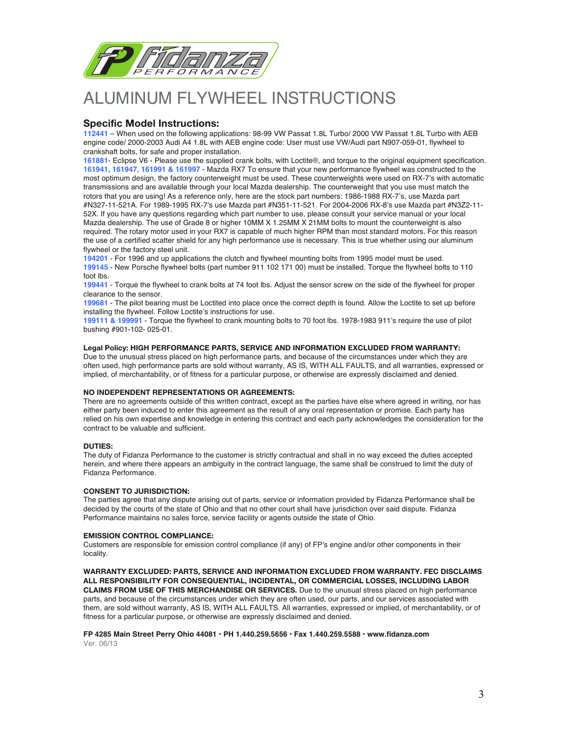# ALUMINUM FLYWHEEL INSTRUCTIONS

## Specific Model Instructions:

**112441** – When used on the following applications: 98-99 VW Passat 1.8L Turbo/ 2000 VW Passat 1.8L Turbo with AEB engine code/ 2000-2003 Audi A4 1.8L with AEB engine code: User must use VW/Audi part N907-059-01, flywheel to crankshaft bolts, for safe and proper installation.

**161881**- Eclipse V6 - Please use the supplied crank bolts, with Loctite®, and torque to the original equipment specification.

**161941, 161947, 161991 & 161997** - Mazda RX7 To ensure that your new performance flywheel was constructed to the most optimum design, the factory counterweight must be used. These counterweights were used on RX-7's with automatic transmissions and are available through your local Mazda dealership. The counterweight that you use must match the rotors that you are using! As a reference only, here are the stock part numbers: 1986-1988 RX-7's, use Mazda part #N327-11-521A. For 1989-1995 RX-7's use Mazda part #N351-11-521. For 2004-2006 RX-8's use Mazda part #N3Z2-11-52X. If you have any questions regarding which part number to use, please consult your service manual or your local Mazda dealership. The use of Grade 8 or higher 10MM X 1.25MM X 21MM bolts to mount the counterweight is also required. The rotary motor used in your RX7 is capable of much higher RPM than most standard motors. For this reason the use of a certified scatter shield for any high performance use is necessary. This is true whether using our aluminum flywheel or the factory steel unit.

**194201** - For 1996 and up applications the clutch and flywheel mounting bolts from 1995 model must be used.

**199145** - New Porsche flywheel bolts (part number 911 102 171 00) must be installed. Torque the flywheel bolts to 110 foot lbs.

**199441** - Torque the flywheel to crank bolts at 74 foot lbs. Adjust the sensor screw on the side of the flywheel for proper clearance to the sensor.

**199681** - The pilot bearing must be Loctited into place once the correct depth is found. Allow the Loctite to set up before installing the flywheel. Follow Loctite's instructions for use.

**199111 & 199991** - Torque the flywheel to crank mounting bolts to 70 foot lbs. 1978-1983 911's require the use of pilot bushing #901-102- 025-01.

**Legal Policy: HIGH PERFORMANCE PARTS, SERVICE AND INFORMATION EXCLUDED FROM WARRANTY:**
Due to the unusual stress placed on high performance parts, and because of the circumstances under which they are often used, high performance parts are sold without warranty, AS IS, WITH ALL FAULTS, and all warranties, expressed or implied, of merchantability, or of fitness for a particular purpose, or otherwise are expressly disclaimed and denied.

**NO INDEPENDENT REPRESENTATIONS OR AGREEMENTS:**
There are no agreements outside of this written contract, except as the parties have else where agreed in writing, nor has either party been induced to enter this agreement as the result of any oral representation or promise. Each party has relied on his own expertise and knowledge in entering this contract and each party acknowledges the consideration for the contract to be valuable and sufficient.

**DUTIES:**
The duty of Fidanza Performance to the customer is strictly contractual and shall in no way exceed the duties accepted herein, and where there appears an ambiguity in the contract language, the same shall be construed to limit the duty of Fidanza Performance.

**CONSENT TO JURISDICTION:**
The parties agree that any dispute arising out of parts, service or information provided by Fidanza Performance shall be decided by the courts of the state of Ohio and that no other court shall have jurisdiction over said dispute. Fidanza Performance maintains no sales force, service facility or agents outside the state of Ohio.

**EMISSION CONTROL COMPLIANCE:**
Customers are responsible for emission control compliance (if any) of FP's engine and/or other components in their locality.

**WARRANTY EXCLUDED: PARTS, SERVICE AND INFORMATION EXCLUDED FROM WARRANTY. FEC DISCLAIMS ALL RESPONSIBILITY FOR CONSEQUENTIAL, INCIDENTAL, OR COMMERCIAL LOSSES, INCLUDING LABOR CLAIMS FROM USE OF THIS MERCHANDISE OR SERVICES.** Due to the unusual stress placed on high performance parts, and because of the circumstances under which they are often used, our parts, and our services associated with them, are sold without warranty, AS IS, WITH ALL FAULTS. All warranties, expressed or implied, of merchantability, or of fitness for a particular purpose, or otherwise are expressly disclaimed and denied.

**FP 4285 Main Street Perry Ohio 44081 • PH 1.440.259.5656 • Fax 1.440.259.5588 • www.fidanza.com**
Ver. 06/13